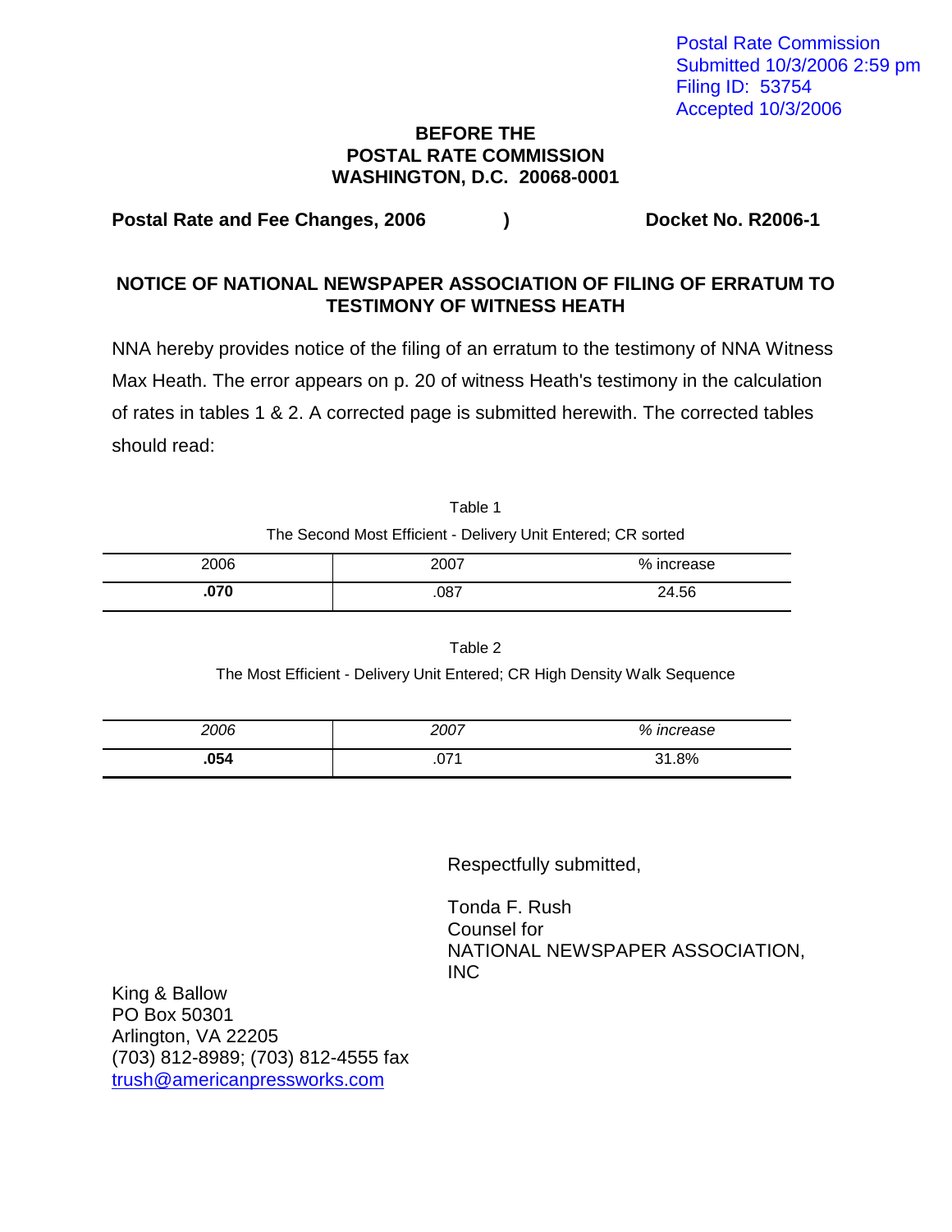Postal Rate Commission
Submitted 10/3/2006 2:59 pm
Filing ID: 53754
Accepted 10/3/2006

**BEFORE THE**
**POSTAL RATE COMMISSION**
**WASHINGTON, D.C. 20068-0001**

**Postal Rate and Fee Changes, 2006 ) Docket No. R2006-1**

## NOTICE OF NATIONAL NEWSPAPER ASSOCIATION OF FILING OF ERRATUM TO TESTIMONY OF WITNESS HEATH

NNA hereby provides notice of the filing of an erratum to the testimony of NNA Witness Max Heath. The error appears on p. 20 of witness Heath's testimony in the calculation of rates in tables 1 & 2. A corrected page is submitted herewith. The corrected tables should read:

Table 1

The Second Most Efficient - Delivery Unit Entered; CR sorted

| 2006 | 2007 | % increase |
|---|---|---|
| **.070** | .087 | 24.56 |

Table 2

The Most Efficient - Delivery Unit Entered; CR High Density Walk Sequence

| *2006* | *2007* | *% increase* |
|---|---|---|
| **.054** | .071 | 31.8% |

Respectfully submitted,

Tonda F. Rush
Counsel for
NATIONAL NEWSPAPER ASSOCIATION, INC

King & Ballow
PO Box 50301
Arlington, VA 22205
(703) 812-8989; (703) 812-4555 fax
trush@americanpressworks.com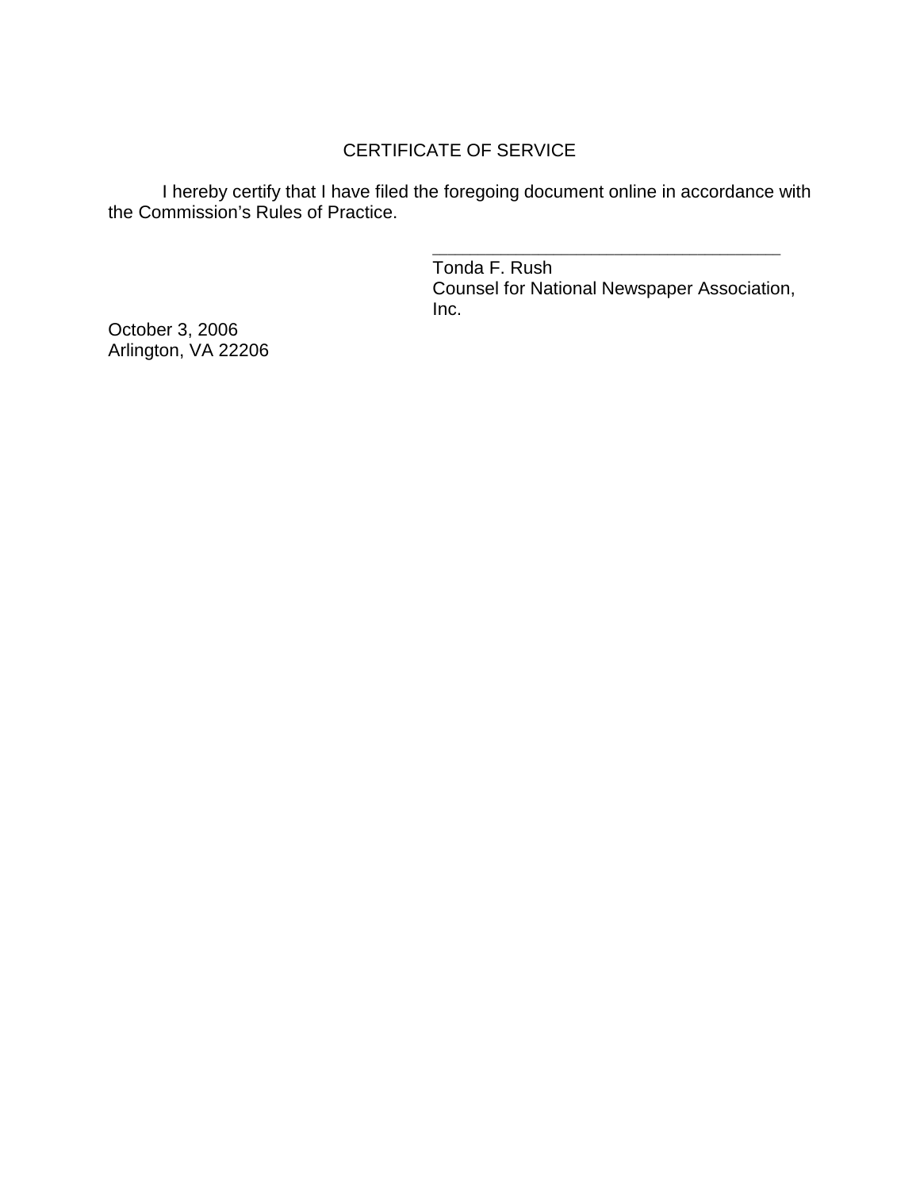## CERTIFICATE OF SERVICE

I hereby certify that I have filed the foregoing document online in accordance with the Commission's Rules of Practice.

\_\_\_\_\_\_\_\_\_\_\_\_\_\_\_\_\_\_\_\_\_\_\_\_\_\_\_\_\_\_\_\_\_\_\_\_\_\_

Tonda F. Rush
Counsel for National Newspaper Association, Inc.

October 3, 2006
Arlington, VA 22206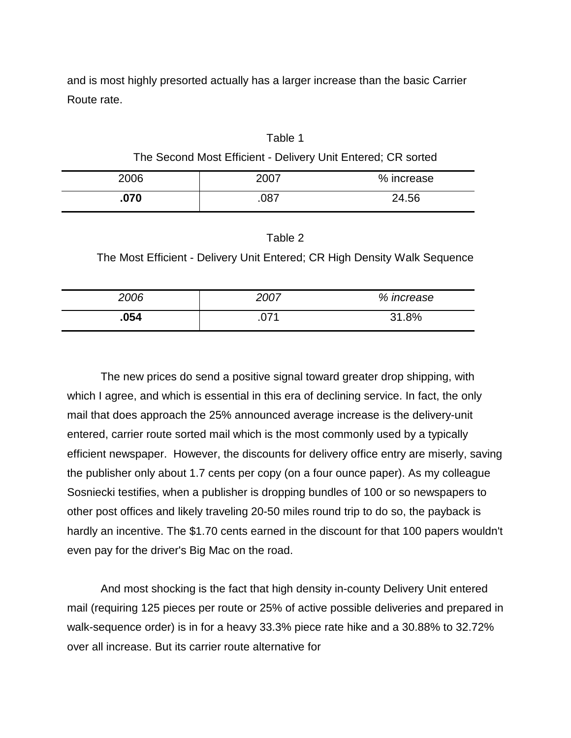and is most highly presorted actually has a larger increase than the basic Carrier Route rate.

Table 1

The Second Most Efficient - Delivery Unit Entered; CR sorted

| 2006 | 2007 | % increase |
|---|---|---|
| **.070** | .087 | 24.56 |

Table 2

The Most Efficient - Delivery Unit Entered; CR High Density Walk Sequence

| *2006* | *2007* | *% increase* |
|---|---|---|
| **.054** | .071 | 31.8% |

The new prices do send a positive signal toward greater drop shipping, with which I agree, and which is essential in this era of declining service. In fact, the only mail that does approach the 25% announced average increase is the delivery-unit entered, carrier route sorted mail which is the most commonly used by a typically efficient newspaper. However, the discounts for delivery office entry are miserly, saving the publisher only about 1.7 cents per copy (on a four ounce paper). As my colleague Sosniecki testifies, when a publisher is dropping bundles of 100 or so newspapers to other post offices and likely traveling 20-50 miles round trip to do so, the payback is hardly an incentive. The $1.70 cents earned in the discount for that 100 papers wouldn't even pay for the driver's Big Mac on the road.

And most shocking is the fact that high density in-county Delivery Unit entered mail (requiring 125 pieces per route or 25% of active possible deliveries and prepared in walk-sequence order) is in for a heavy 33.3% piece rate hike and a 30.88% to 32.72% over all increase. But its carrier route alternative for